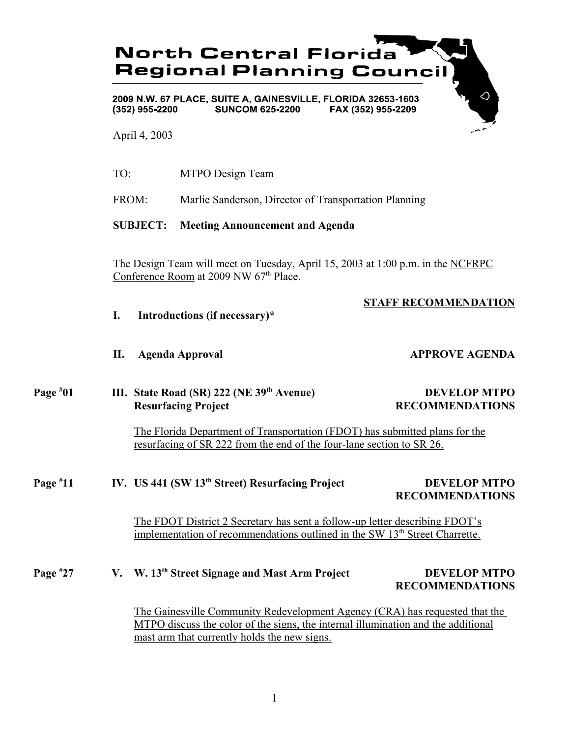# North Central Florida Regional Planning Council

**2009 N.W. 67 PLACE, SUITE A, GAINESVILLE, FLORIDA 32653-1603**
**(352) 955-2200 SUNCOM 625-2200 FAX (352) 955-2209**

April 4, 2003

TO: MTPO Design Team

FROM: Marlie Sanderson, Director of Transportation Planning

**SUBJECT: Meeting Announcement and Agenda**

The Design Team will meet on Tuesday, April 15, 2003 at 1:00 p.m. in the NCFRPC Conference Room at 2009 NW 67th Place.

**STAFF RECOMMENDATION**

**I. Introductions (if necessary)***

**II. Agenda Approval** — **APPROVE AGENDA**

Page #01 **III. State Road (SR) 222 (NE 39th Avenue) Resurfacing Project** — **DEVELOP MTPO RECOMMENDATIONS**

The Florida Department of Transportation (FDOT) has submitted plans for the resurfacing of SR 222 from the end of the four-lane section to SR 26.

Page #11 **IV. US 441 (SW 13th Street) Resurfacing Project** — **DEVELOP MTPO RECOMMENDATIONS**

The FDOT District 2 Secretary has sent a follow-up letter describing FDOT's implementation of recommendations outlined in the SW 13th Street Charrette.

Page #27 **V. W. 13th Street Signage and Mast Arm Project** — **DEVELOP MTPO RECOMMENDATIONS**

The Gainesville Community Redevelopment Agency (CRA) has requested that the MTPO discuss the color of the signs, the internal illumination and the additional mast arm that currently holds the new signs.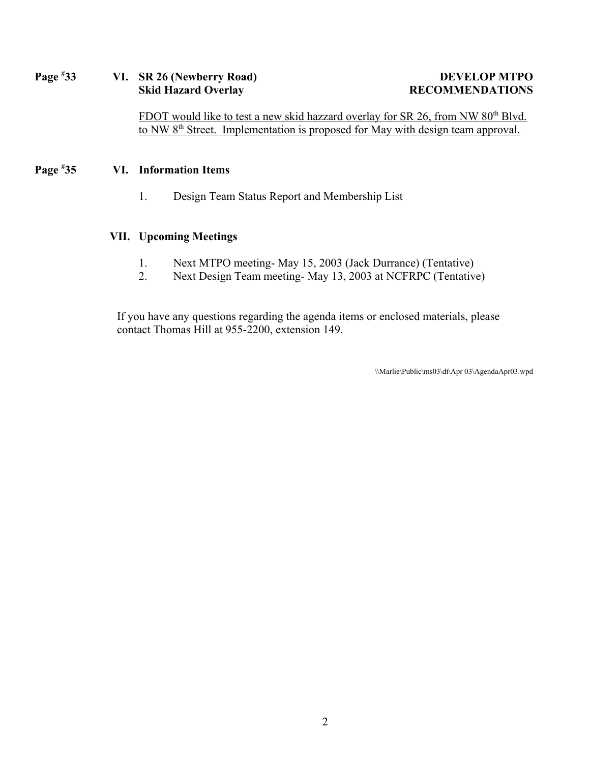**Page #33** **VI. SR 26 (Newberry Road) Skid Hazard Overlay** **DEVELOP MTPO RECOMMENDATIONS**

FDOT would like to test a new skid hazzard overlay for SR 26, from NW 80th Blvd. to NW 8th Street. Implementation is proposed for May with design team approval.

**Page #35** **VI. Information Items**

1. Design Team Status Report and Membership List

**VII. Upcoming Meetings**

1. Next MTPO meeting- May 15, 2003 (Jack Durrance) (Tentative)
2. Next Design Team meeting- May 13, 2003 at NCFRPC (Tentative)

If you have any questions regarding the agenda items or enclosed materials, please contact Thomas Hill at 955-2200, extension 149.

\\Marlie\Public\ms03\dt\Apr 03\AgendaApr03.wpd